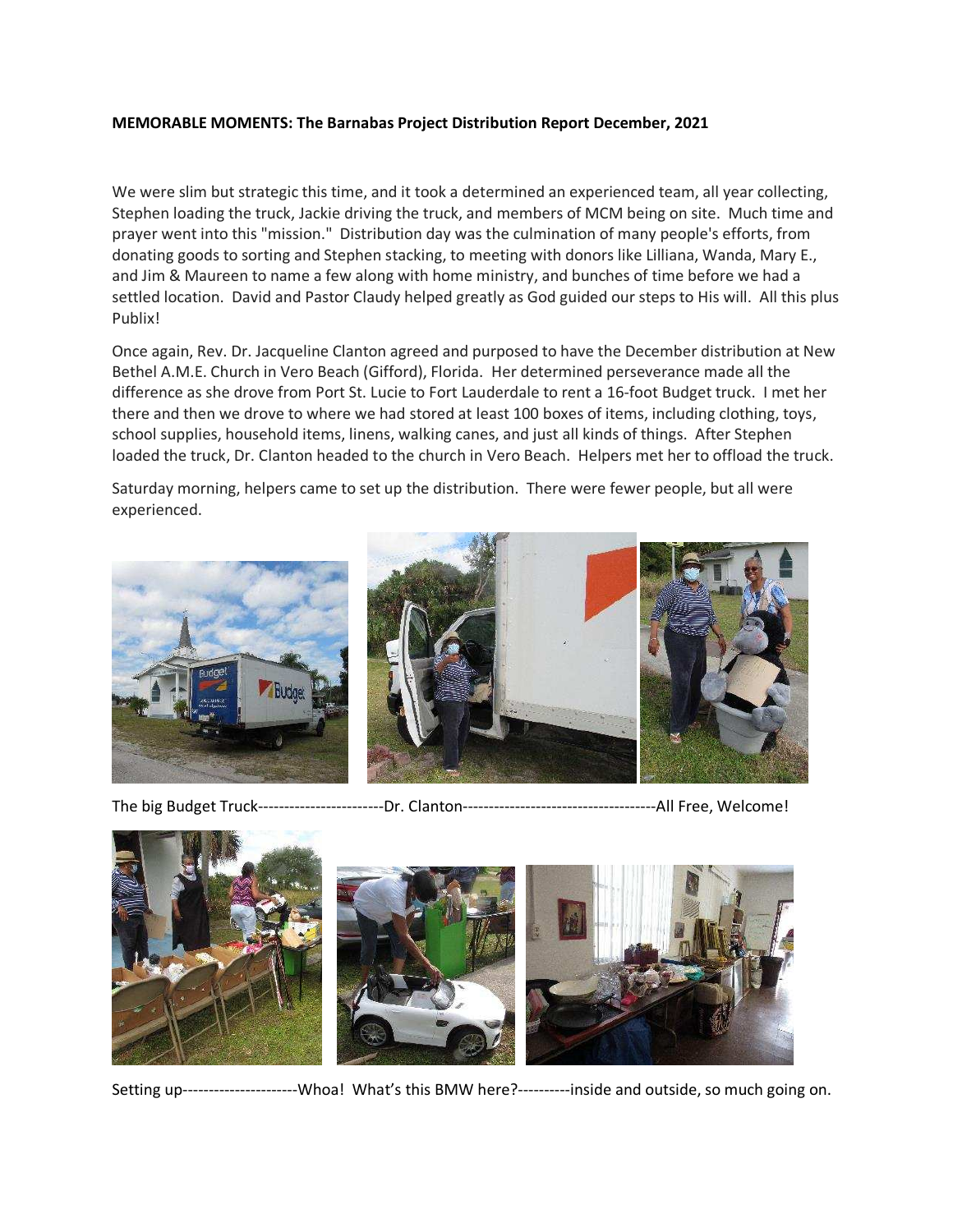**MEMORABLE MOMENTS: The Barnabas Project Distribution Report December, 2021**

We were slim but strategic this time, and it took a determined an experienced team, all year collecting, Stephen loading the truck, Jackie driving the truck, and members of MCM being on site. Much time and prayer went into this "mission." Distribution day was the culmination of many people's efforts, from donating goods to sorting and Stephen stacking, to meeting with donors like Lilliana, Wanda, Mary E., and Jim & Maureen to name a few along with home ministry, and bunches of time before we had a settled location. David and Pastor Claudy helped greatly as God guided our steps to His will. All this plus Publix!

Once again, Rev. Dr. Jacqueline Clanton agreed and purposed to have the December distribution at New Bethel A.M.E. Church in Vero Beach (Gifford), Florida. Her determined perseverance made all the difference as she drove from Port St. Lucie to Fort Lauderdale to rent a 16-foot Budget truck. I met her there and then we drove to where we had stored at least 100 boxes of items, including clothing, toys, school supplies, household items, linens, walking canes, and just all kinds of things. After Stephen loaded the truck, Dr. Clanton headed to the church in Vero Beach. Helpers met her to offload the truck.

Saturday morning, helpers came to set up the distribution. There were fewer people, but all were experienced.

The big Budget Truck------------------------Dr. Clanton------------------------------------All Free, Welcome!

Setting up---------------------Whoa! What's this BMW here?----------inside and outside, so much going on.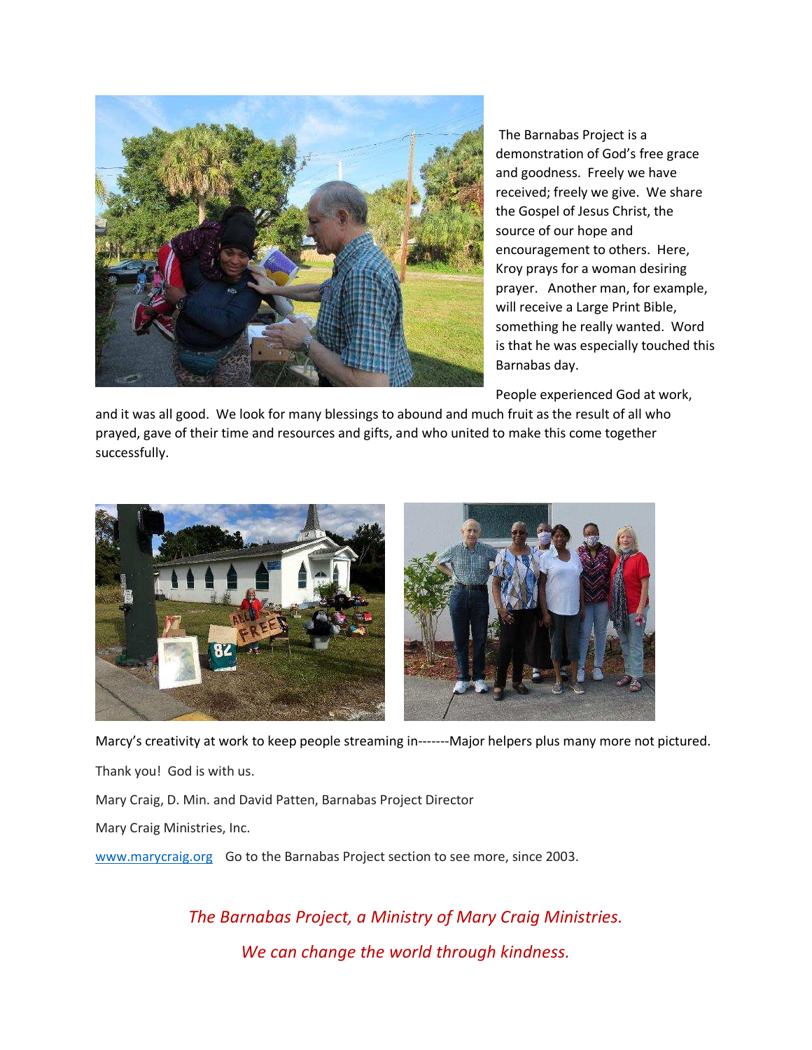The Barnabas Project is a demonstration of God's free grace and goodness. Freely we have received; freely we give. We share the Gospel of Jesus Christ, the source of our hope and encouragement to others. Here, Kroy prays for a woman desiring prayer. Another man, for example, will receive a Large Print Bible, something he really wanted. Word is that he was especially touched this Barnabas day.

People experienced God at work, and it was all good. We look for many blessings to abound and much fruit as the result of all who prayed, gave of their time and resources and gifts, and who united to make this come together successfully.

Marcy's creativity at work to keep people streaming in-------Major helpers plus many more not pictured.

Thank you! God is with us.

Mary Craig, D. Min. and David Patten, Barnabas Project Director

Mary Craig Ministries, Inc.

[www.marycraig.org](http://www.marycraig.org) Go to the Barnabas Project section to see more, since 2003.

*The Barnabas Project, a Ministry of Mary Craig Ministries.*

*We can change the world through kindness.*